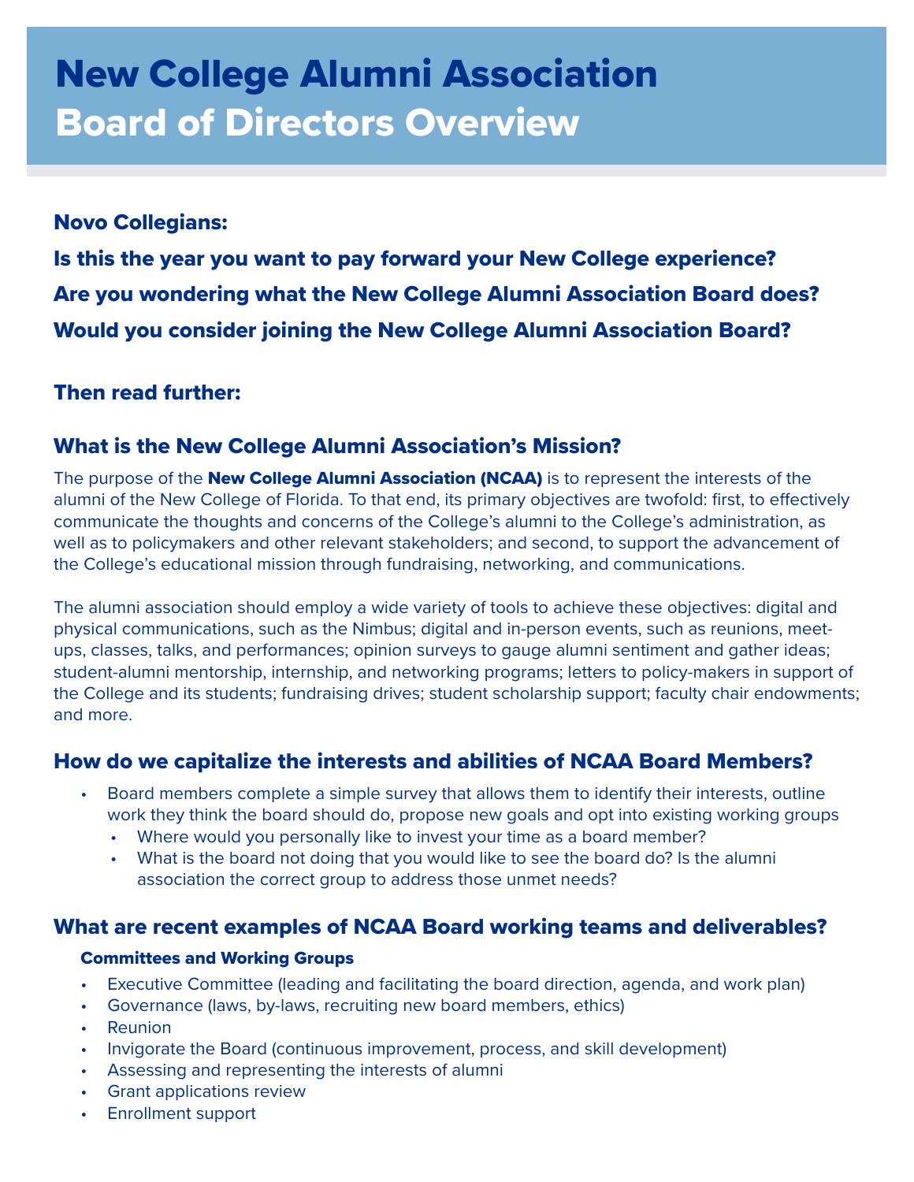# New College Alumni Association
# Board of Directors Overview

**Novo Collegians:**

**Is this the year you want to pay forward your New College experience?**

**Are you wondering what the New College Alumni Association Board does?**

**Would you consider joining the New College Alumni Association Board?**

**Then read further:**

## What is the New College Alumni Association's Mission?

The purpose of the **New College Alumni Association (NCAA)** is to represent the interests of the alumni of the New College of Florida. To that end, its primary objectives are twofold: first, to effectively communicate the thoughts and concerns of the College's alumni to the College's administration, as well as to policymakers and other relevant stakeholders; and second, to support the advancement of the College's educational mission through fundraising, networking, and communications.

The alumni association should employ a wide variety of tools to achieve these objectives: digital and physical communications, such as the Nimbus; digital and in-person events, such as reunions, meet-ups, classes, talks, and performances; opinion surveys to gauge alumni sentiment and gather ideas; student-alumni mentorship, internship, and networking programs; letters to policy-makers in support of the College and its students; fundraising drives; student scholarship support; faculty chair endowments; and more.

## How do we capitalize the interests and abilities of NCAA Board Members?

- Board members complete a simple survey that allows them to identify their interests, outline work they think the board should do, propose new goals and opt into existing working groups
  - Where would you personally like to invest your time as a board member?
  - What is the board not doing that you would like to see the board do? Is the alumni association the correct group to address those unmet needs?

## What are recent examples of NCAA Board working teams and deliverables?

### Committees and Working Groups

- Executive Committee (leading and facilitating the board direction, agenda, and work plan)
- Governance (laws, by-laws, recruiting new board members, ethics)
- Reunion
- Invigorate the Board (continuous improvement, process, and skill development)
- Assessing and representing the interests of alumni
- Grant applications review
- Enrollment support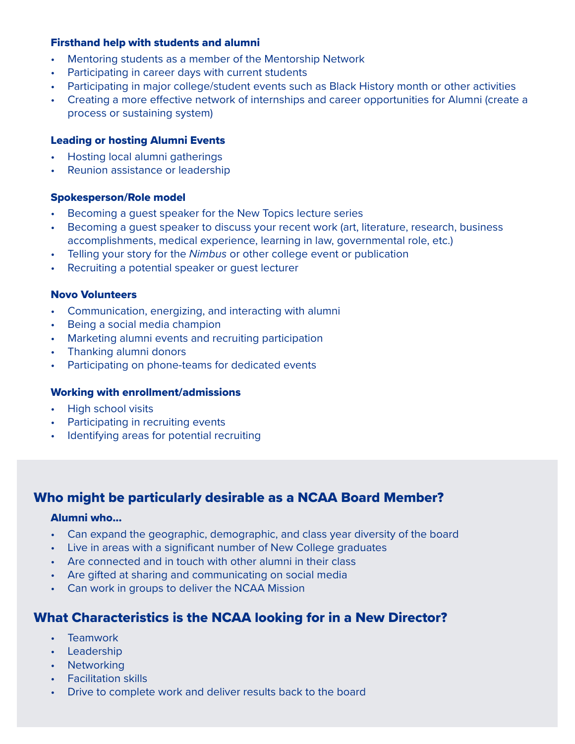### Firsthand help with students and alumni

- Mentoring students as a member of the Mentorship Network
- Participating in career days with current students
- Participating in major college/student events such as Black History month or other activities
- Creating a more effective network of internships and career opportunities for Alumni (create a process or sustaining system)

### Leading or hosting Alumni Events

- Hosting local alumni gatherings
- Reunion assistance or leadership

### Spokesperson/Role model

- Becoming a guest speaker for the New Topics lecture series
- Becoming a guest speaker to discuss your recent work (art, literature, research, business accomplishments, medical experience, learning in law, governmental role, etc.)
- Telling your story for the *Nimbus* or other college event or publication
- Recruiting a potential speaker or guest lecturer

### Novo Volunteers

- Communication, energizing, and interacting with alumni
- Being a social media champion
- Marketing alumni events and recruiting participation
- Thanking alumni donors
- Participating on phone-teams for dedicated events

### Working with enrollment/admissions

- High school visits
- Participating in recruiting events
- Identifying areas for potential recruiting

## Who might be particularly desirable as a NCAA Board Member?

### Alumni who...

- Can expand the geographic, demographic, and class year diversity of the board
- Live in areas with a significant number of New College graduates
- Are connected and in touch with other alumni in their class
- Are gifted at sharing and communicating on social media
- Can work in groups to deliver the NCAA Mission

## What Characteristics is the NCAA looking for in a New Director?

- Teamwork
- Leadership
- Networking
- Facilitation skills
- Drive to complete work and deliver results back to the board